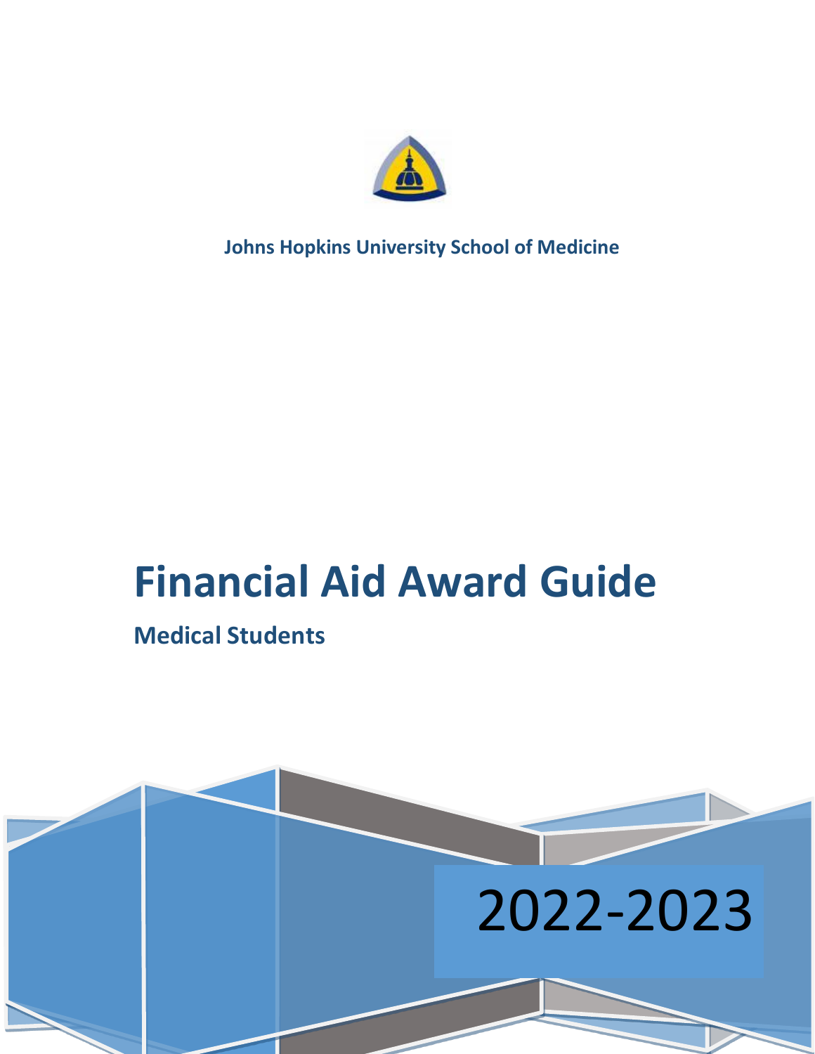**Johns Hopkins University School of Medicine**

# Financial Aid Award Guide

## Medical Students

2022-2023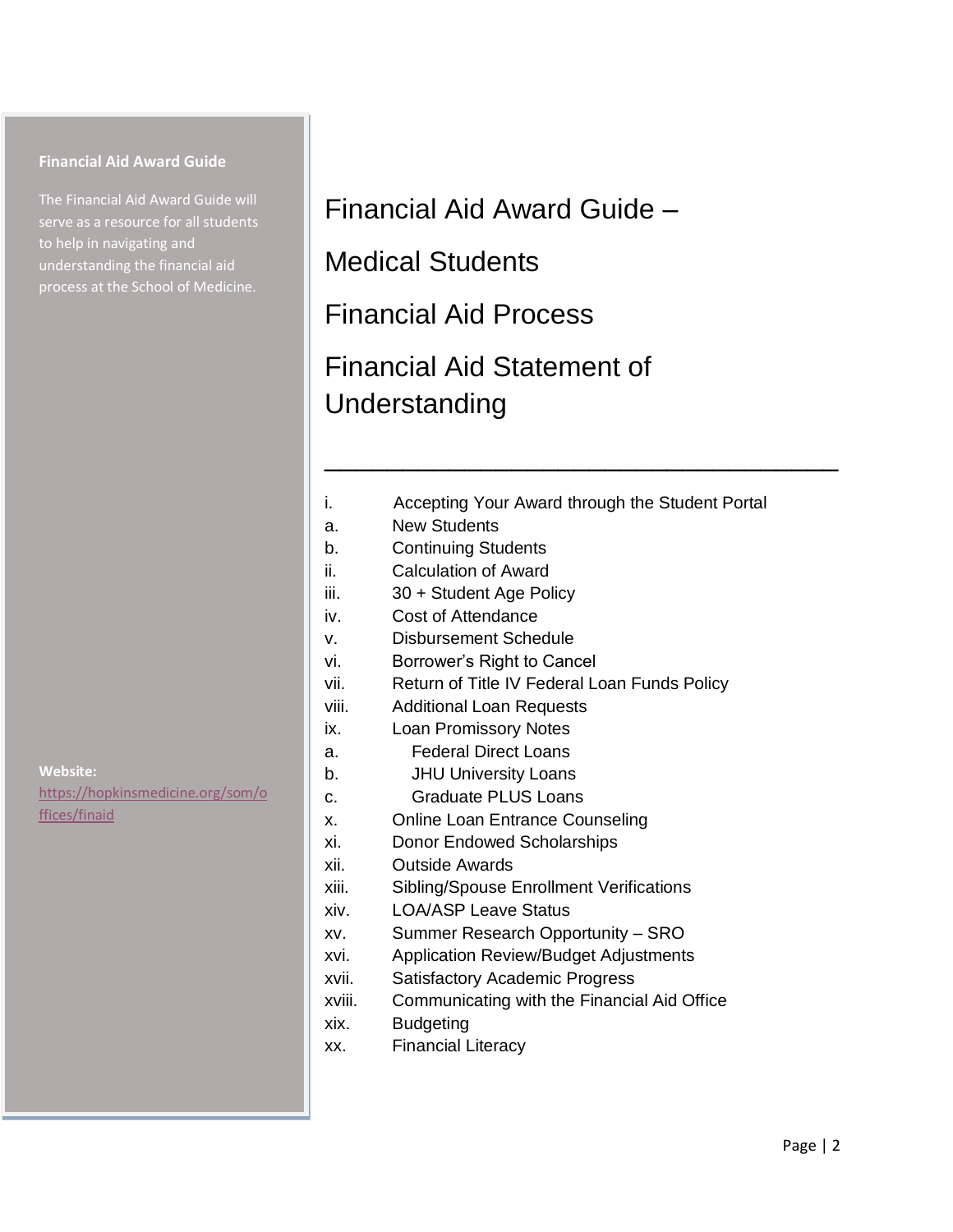**Financial Aid Award Guide**

The Financial Aid Award Guide will serve as a resource for all students to help in navigating and understanding the financial aid process at the School of Medicine.

**Website:**
https://hopkinsmedicine.org/som/offices/finaid

# Financial Aid Award Guide –

# Medical Students

# Financial Aid Process

# Financial Aid Statement of Understanding

---

i. Accepting Your Award through the Student Portal
a. New Students
b. Continuing Students
ii. Calculation of Award
iii. 30 + Student Age Policy
iv. Cost of Attendance
v. Disbursement Schedule
vi. Borrower's Right to Cancel
vii. Return of Title IV Federal Loan Funds Policy
viii. Additional Loan Requests
ix. Loan Promissory Notes
a. Federal Direct Loans
b. JHU University Loans
c. Graduate PLUS Loans
x. Online Loan Entrance Counseling
xi. Donor Endowed Scholarships
xii. Outside Awards
xiii. Sibling/Spouse Enrollment Verifications
xiv. LOA/ASP Leave Status
xv. Summer Research Opportunity – SRO
xvi. Application Review/Budget Adjustments
xvii. Satisfactory Academic Progress
xviii. Communicating with the Financial Aid Office
xix. Budgeting
xx. Financial Literacy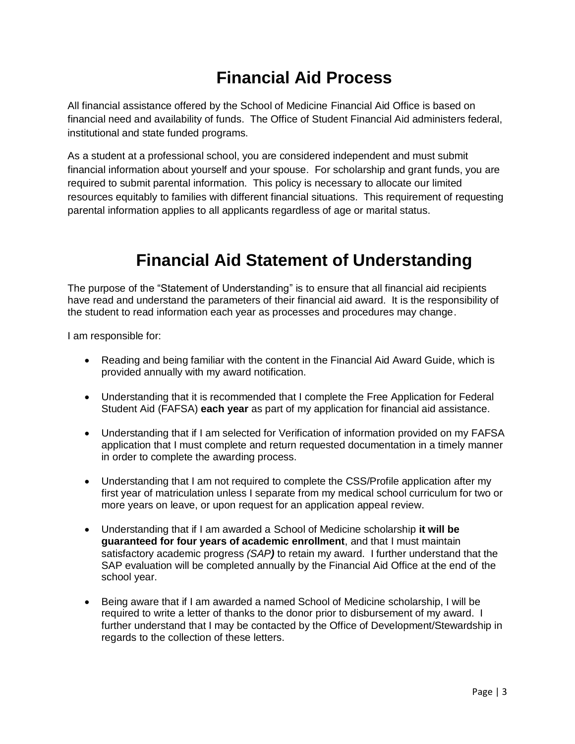# Financial Aid Process

All financial assistance offered by the School of Medicine Financial Aid Office is based on financial need and availability of funds. The Office of Student Financial Aid administers federal, institutional and state funded programs.

As a student at a professional school, you are considered independent and must submit financial information about yourself and your spouse. For scholarship and grant funds, you are required to submit parental information. This policy is necessary to allocate our limited resources equitably to families with different financial situations. This requirement of requesting parental information applies to all applicants regardless of age or marital status.

# Financial Aid Statement of Understanding

The purpose of the "Statement of Understanding" is to ensure that all financial aid recipients have read and understand the parameters of their financial aid award. It is the responsibility of the student to read information each year as processes and procedures may change.

I am responsible for:

- Reading and being familiar with the content in the Financial Aid Award Guide, which is provided annually with my award notification.
- Understanding that it is recommended that I complete the Free Application for Federal Student Aid (FAFSA) **each year** as part of my application for financial aid assistance.
- Understanding that if I am selected for Verification of information provided on my FAFSA application that I must complete and return requested documentation in a timely manner in order to complete the awarding process.
- Understanding that I am not required to complete the CSS/Profile application after my first year of matriculation unless I separate from my medical school curriculum for two or more years on leave, or upon request for an application appeal review.
- Understanding that if I am awarded a School of Medicine scholarship **it will be guaranteed for four years of academic enrollment**, and that I must maintain satisfactory academic progress *(SAP)* to retain my award. I further understand that the SAP evaluation will be completed annually by the Financial Aid Office at the end of the school year.
- Being aware that if I am awarded a named School of Medicine scholarship, I will be required to write a letter of thanks to the donor prior to disbursement of my award. I further understand that I may be contacted by the Office of Development/Stewardship in regards to the collection of these letters.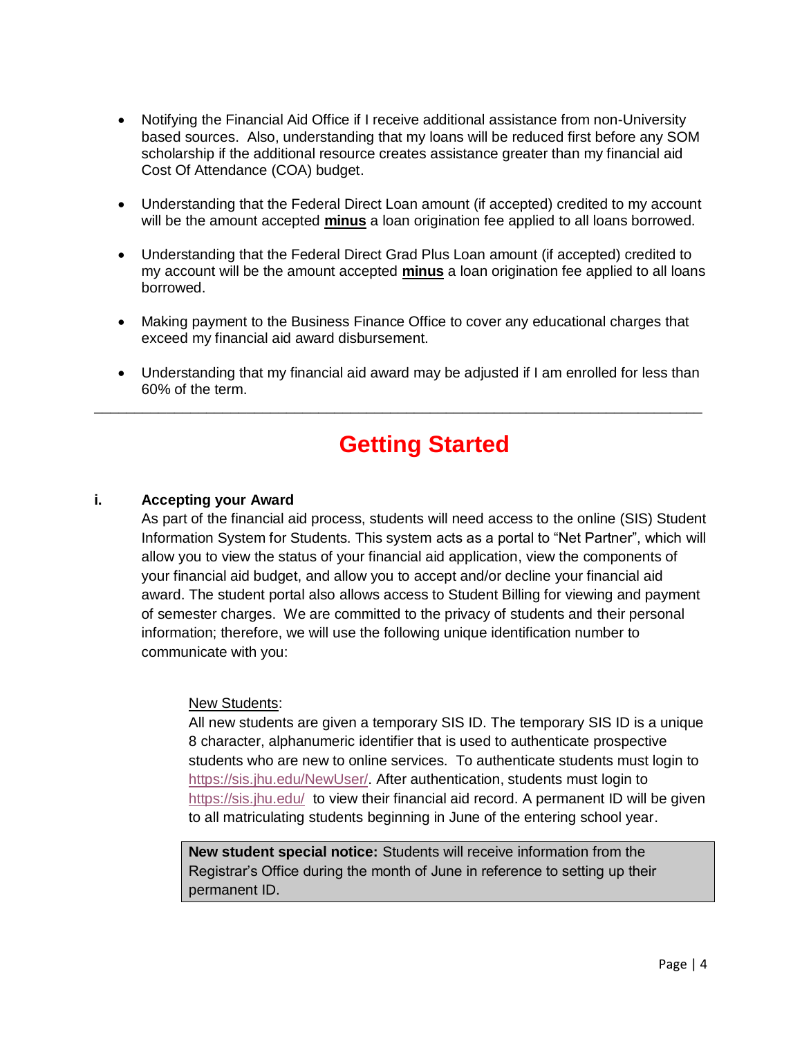- Notifying the Financial Aid Office if I receive additional assistance from non-University based sources. Also, understanding that my loans will be reduced first before any SOM scholarship if the additional resource creates assistance greater than my financial aid Cost Of Attendance (COA) budget.

- Understanding that the Federal Direct Loan amount (if accepted) credited to my account will be the amount accepted **minus** a loan origination fee applied to all loans borrowed.

- Understanding that the Federal Direct Grad Plus Loan amount (if accepted) credited to my account will be the amount accepted **minus** a loan origination fee applied to all loans borrowed.

- Making payment to the Business Finance Office to cover any educational charges that exceed my financial aid award disbursement.

- Understanding that my financial aid award may be adjusted if I am enrolled for less than 60% of the term.

---

# Getting Started

## i. Accepting your Award

As part of the financial aid process, students will need access to the online (SIS) Student Information System for Students. This system acts as a portal to "Net Partner", which will allow you to view the status of your financial aid application, view the components of your financial aid budget, and allow you to accept and/or decline your financial aid award. The student portal also allows access to Student Billing for viewing and payment of semester charges. We are committed to the privacy of students and their personal information; therefore, we will use the following unique identification number to communicate with you:

New Students:

All new students are given a temporary SIS ID. The temporary SIS ID is a unique 8 character, alphanumeric identifier that is used to authenticate prospective students who are new to online services. To authenticate students must login to https://sis.jhu.edu/NewUser/. After authentication, students must login to https://sis.jhu.edu/ to view their financial aid record. A permanent ID will be given to all matriculating students beginning in June of the entering school year.

> **New student special notice:** Students will receive information from the Registrar's Office during the month of June in reference to setting up their permanent ID.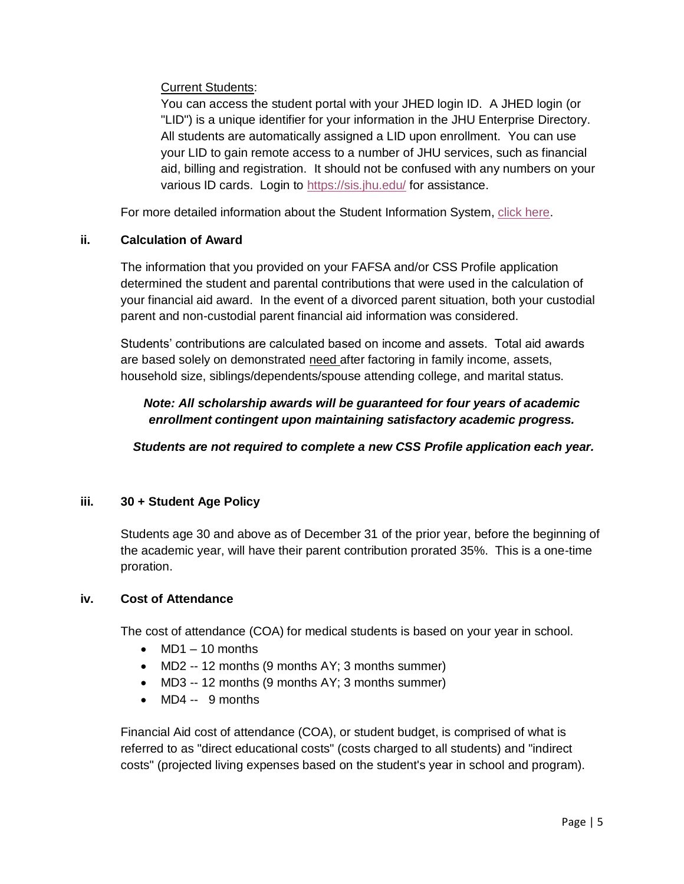<u>Current Students</u>:

You can access the student portal with your JHED login ID. A JHED login (or "LID") is a unique identifier for your information in the JHU Enterprise Directory. All students are automatically assigned a LID upon enrollment. You can use your LID to gain remote access to a number of JHU services, such as financial aid, billing and registration. It should not be confused with any numbers on your various ID cards. Login to [https://sis.jhu.edu/](https://sis.jhu.edu/) for assistance.

For more detailed information about the Student Information System, click here.

### ii. Calculation of Award

The information that you provided on your FAFSA and/or CSS Profile application determined the student and parental contributions that were used in the calculation of your financial aid award. In the event of a divorced parent situation, both your custodial parent and non-custodial parent financial aid information was considered.

Students' contributions are calculated based on income and assets. Total aid awards are based solely on demonstrated <u>need</u> after factoring in family income, assets, household size, siblings/dependents/spouse attending college, and marital status.

***Note: All scholarship awards will be guaranteed for four years of academic enrollment contingent upon maintaining satisfactory academic progress.***

***Students are not required to complete a new CSS Profile application each year.***

### iii. 30 + Student Age Policy

Students age 30 and above as of December 31 of the prior year, before the beginning of the academic year, will have their parent contribution prorated 35%. This is a one-time proration.

### iv. Cost of Attendance

The cost of attendance (COA) for medical students is based on your year in school.

- MD1 – 10 months
- MD2 -- 12 months (9 months AY; 3 months summer)
- MD3 -- 12 months (9 months AY; 3 months summer)
- MD4 -- 9 months

Financial Aid cost of attendance (COA), or student budget, is comprised of what is referred to as "direct educational costs" (costs charged to all students) and "indirect costs" (projected living expenses based on the student's year in school and program).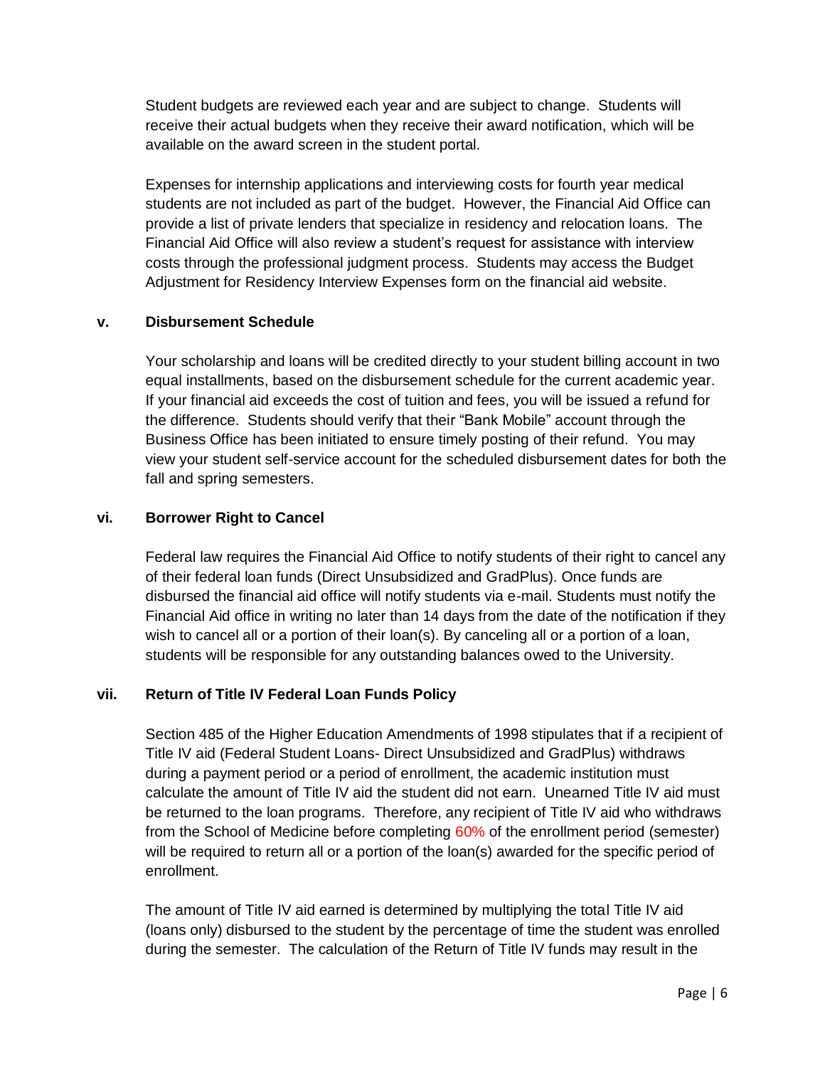Student budgets are reviewed each year and are subject to change. Students will receive their actual budgets when they receive their award notification, which will be available on the award screen in the student portal.

Expenses for internship applications and interviewing costs for fourth year medical students are not included as part of the budget. However, the Financial Aid Office can provide a list of private lenders that specialize in residency and relocation loans. The Financial Aid Office will also review a student's request for assistance with interview costs through the professional judgment process. Students may access the Budget Adjustment for Residency Interview Expenses form on the financial aid website.

### v. Disbursement Schedule

Your scholarship and loans will be credited directly to your student billing account in two equal installments, based on the disbursement schedule for the current academic year. If your financial aid exceeds the cost of tuition and fees, you will be issued a refund for the difference. Students should verify that their "Bank Mobile" account through the Business Office has been initiated to ensure timely posting of their refund. You may view your student self-service account for the scheduled disbursement dates for both the fall and spring semesters.

### vi. Borrower Right to Cancel

Federal law requires the Financial Aid Office to notify students of their right to cancel any of their federal loan funds (Direct Unsubsidized and GradPlus). Once funds are disbursed the financial aid office will notify students via e-mail. Students must notify the Financial Aid office in writing no later than 14 days from the date of the notification if they wish to cancel all or a portion of their loan(s). By canceling all or a portion of a loan, students will be responsible for any outstanding balances owed to the University.

### vii. Return of Title IV Federal Loan Funds Policy

Section 485 of the Higher Education Amendments of 1998 stipulates that if a recipient of Title IV aid (Federal Student Loans- Direct Unsubsidized and GradPlus) withdraws during a payment period or a period of enrollment, the academic institution must calculate the amount of Title IV aid the student did not earn. Unearned Title IV aid must be returned to the loan programs. Therefore, any recipient of Title IV aid who withdraws from the School of Medicine before completing 60% of the enrollment period (semester) will be required to return all or a portion of the loan(s) awarded for the specific period of enrollment.

The amount of Title IV aid earned is determined by multiplying the total Title IV aid (loans only) disbursed to the student by the percentage of time the student was enrolled during the semester. The calculation of the Return of Title IV funds may result in the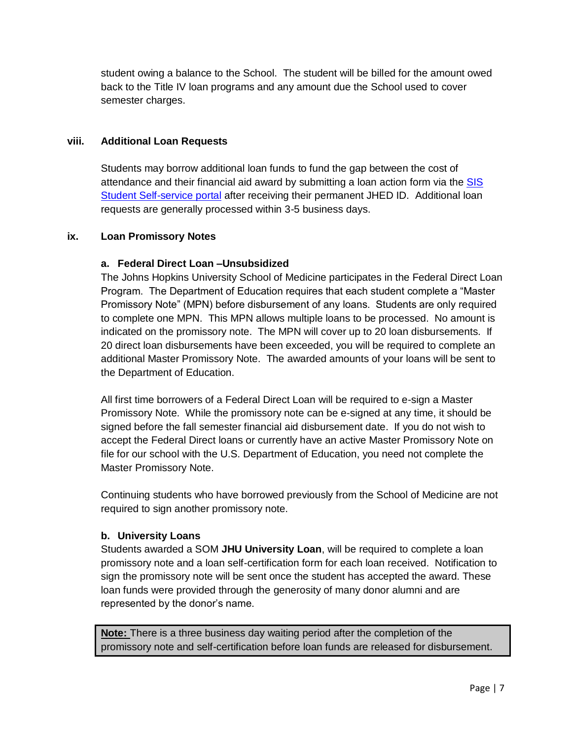student owing a balance to the School. The student will be billed for the amount owed back to the Title IV loan programs and any amount due the School used to cover semester charges.

### viii. Additional Loan Requests

Students may borrow additional loan funds to fund the gap between the cost of attendance and their financial aid award by submitting a loan action form via the SIS Student Self-service portal after receiving their permanent JHED ID. Additional loan requests are generally processed within 3-5 business days.

### ix. Loan Promissory Notes

#### a. Federal Direct Loan –Unsubsidized

The Johns Hopkins University School of Medicine participates in the Federal Direct Loan Program. The Department of Education requires that each student complete a "Master Promissory Note" (MPN) before disbursement of any loans. Students are only required to complete one MPN. This MPN allows multiple loans to be processed. No amount is indicated on the promissory note. The MPN will cover up to 20 loan disbursements. If 20 direct loan disbursements have been exceeded, you will be required to complete an additional Master Promissory Note. The awarded amounts of your loans will be sent to the Department of Education.

All first time borrowers of a Federal Direct Loan will be required to e-sign a Master Promissory Note. While the promissory note can be e-signed at any time, it should be signed before the fall semester financial aid disbursement date. If you do not wish to accept the Federal Direct loans or currently have an active Master Promissory Note on file for our school with the U.S. Department of Education, you need not complete the Master Promissory Note.

Continuing students who have borrowed previously from the School of Medicine are not required to sign another promissory note.

#### b. University Loans

Students awarded a SOM **JHU University Loan**, will be required to complete a loan promissory note and a loan self-certification form for each loan received. Notification to sign the promissory note will be sent once the student has accepted the award. These loan funds were provided through the generosity of many donor alumni and are represented by the donor's name.

> **Note:** There is a three business day waiting period after the completion of the promissory note and self-certification before loan funds are released for disbursement.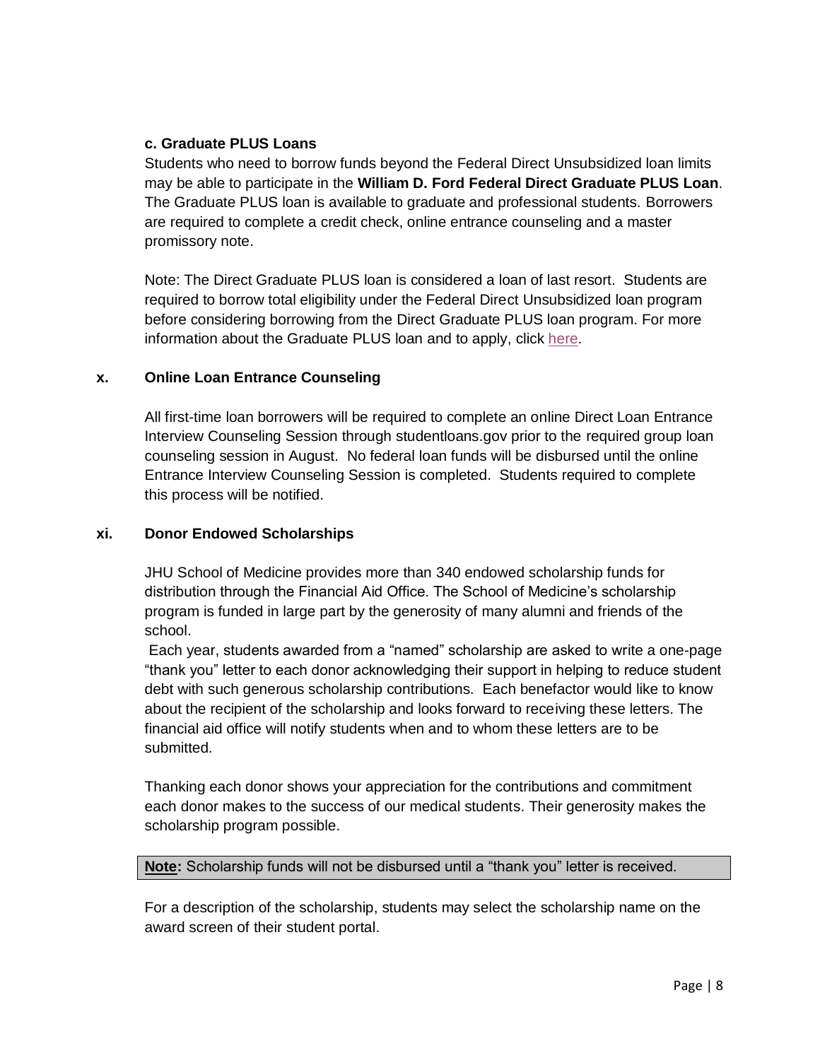#### c. Graduate PLUS Loans

Students who need to borrow funds beyond the Federal Direct Unsubsidized loan limits may be able to participate in the **William D. Ford Federal Direct Graduate PLUS Loan**. The Graduate PLUS loan is available to graduate and professional students. Borrowers are required to complete a credit check, online entrance counseling and a master promissory note.

Note: The Direct Graduate PLUS loan is considered a loan of last resort. Students are required to borrow total eligibility under the Federal Direct Unsubsidized loan program before considering borrowing from the Direct Graduate PLUS loan program. For more information about the Graduate PLUS loan and to apply, click here.

### x. Online Loan Entrance Counseling

All first-time loan borrowers will be required to complete an online Direct Loan Entrance Interview Counseling Session through studentloans.gov prior to the required group loan counseling session in August. No federal loan funds will be disbursed until the online Entrance Interview Counseling Session is completed. Students required to complete this process will be notified.

### xi. Donor Endowed Scholarships

JHU School of Medicine provides more than 340 endowed scholarship funds for distribution through the Financial Aid Office. The School of Medicine's scholarship program is funded in large part by the generosity of many alumni and friends of the school.

Each year, students awarded from a "named" scholarship are asked to write a one-page "thank you" letter to each donor acknowledging their support in helping to reduce student debt with such generous scholarship contributions. Each benefactor would like to know about the recipient of the scholarship and looks forward to receiving these letters. The financial aid office will notify students when and to whom these letters are to be submitted.

Thanking each donor shows your appreciation for the contributions and commitment each donor makes to the success of our medical students. Their generosity makes the scholarship program possible.

**Note:** Scholarship funds will not be disbursed until a "thank you" letter is received.

For a description of the scholarship, students may select the scholarship name on the award screen of their student portal.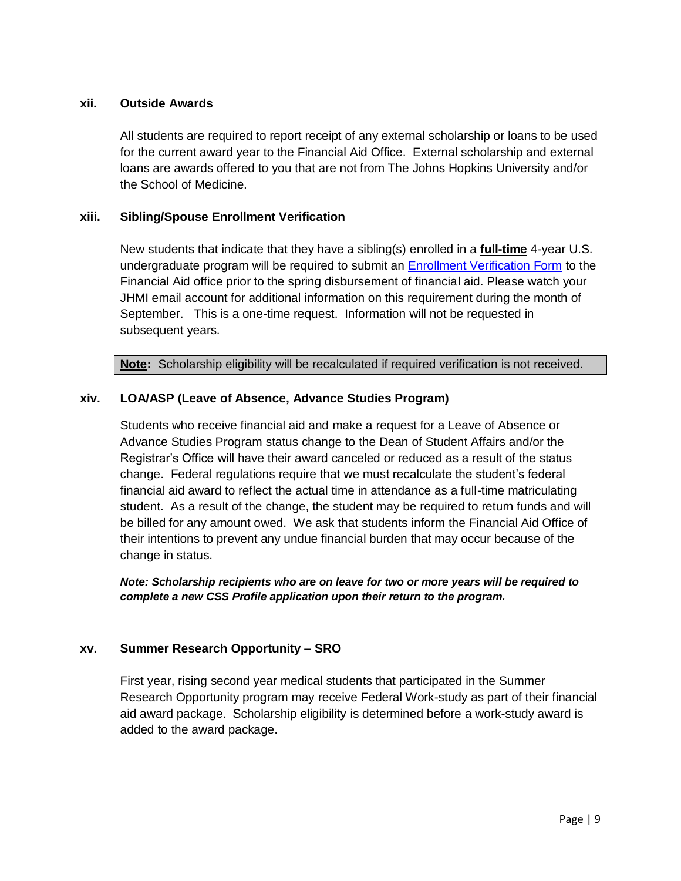### xii. Outside Awards

All students are required to report receipt of any external scholarship or loans to be used for the current award year to the Financial Aid Office. External scholarship and external loans are awards offered to you that are not from The Johns Hopkins University and/or the School of Medicine.

### xiii. Sibling/Spouse Enrollment Verification

New students that indicate that they have a sibling(s) enrolled in a **full-time** 4-year U.S. undergraduate program will be required to submit an Enrollment Verification Form to the Financial Aid office prior to the spring disbursement of financial aid. Please watch your JHMI email account for additional information on this requirement during the month of September. This is a one-time request. Information will not be requested in subsequent years.

**Note:** Scholarship eligibility will be recalculated if required verification is not received.

### xiv. LOA/ASP (Leave of Absence, Advance Studies Program)

Students who receive financial aid and make a request for a Leave of Absence or Advance Studies Program status change to the Dean of Student Affairs and/or the Registrar's Office will have their award canceled or reduced as a result of the status change. Federal regulations require that we must recalculate the student's federal financial aid award to reflect the actual time in attendance as a full-time matriculating student. As a result of the change, the student may be required to return funds and will be billed for any amount owed. We ask that students inform the Financial Aid Office of their intentions to prevent any undue financial burden that may occur because of the change in status.

***Note: Scholarship recipients who are on leave for two or more years will be required to complete a new CSS Profile application upon their return to the program.***

### xv. Summer Research Opportunity – SRO

First year, rising second year medical students that participated in the Summer Research Opportunity program may receive Federal Work-study as part of their financial aid award package. Scholarship eligibility is determined before a work-study award is added to the award package.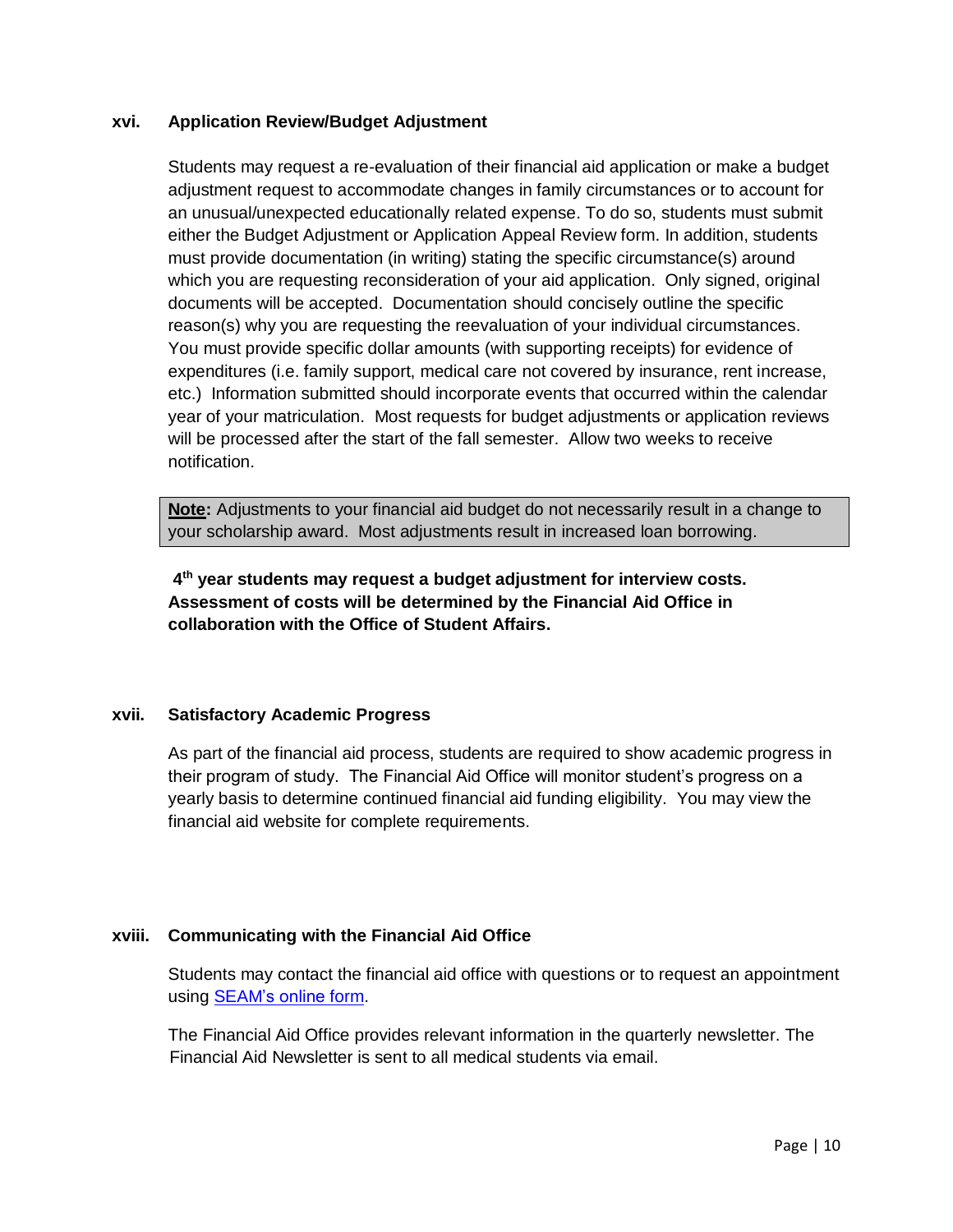### xvi. Application Review/Budget Adjustment

Students may request a re-evaluation of their financial aid application or make a budget adjustment request to accommodate changes in family circumstances or to account for an unusual/unexpected educationally related expense. To do so, students must submit either the Budget Adjustment or Application Appeal Review form. In addition, students must provide documentation (in writing) stating the specific circumstance(s) around which you are requesting reconsideration of your aid application. Only signed, original documents will be accepted. Documentation should concisely outline the specific reason(s) why you are requesting the reevaluation of your individual circumstances. You must provide specific dollar amounts (with supporting receipts) for evidence of expenditures (i.e. family support, medical care not covered by insurance, rent increase, etc.) Information submitted should incorporate events that occurred within the calendar year of your matriculation. Most requests for budget adjustments or application reviews will be processed after the start of the fall semester. Allow two weeks to receive notification.

> **Note:** Adjustments to your financial aid budget do not necessarily result in a change to your scholarship award. Most adjustments result in increased loan borrowing.

**4th year students may request a budget adjustment for interview costs. Assessment of costs will be determined by the Financial Aid Office in collaboration with the Office of Student Affairs.**

### xvii. Satisfactory Academic Progress

As part of the financial aid process, students are required to show academic progress in their program of study. The Financial Aid Office will monitor student's progress on a yearly basis to determine continued financial aid funding eligibility. You may view the financial aid website for complete requirements.

### xviii. Communicating with the Financial Aid Office

Students may contact the financial aid office with questions or to request an appointment using SEAM's online form.

The Financial Aid Office provides relevant information in the quarterly newsletter. The Financial Aid Newsletter is sent to all medical students via email.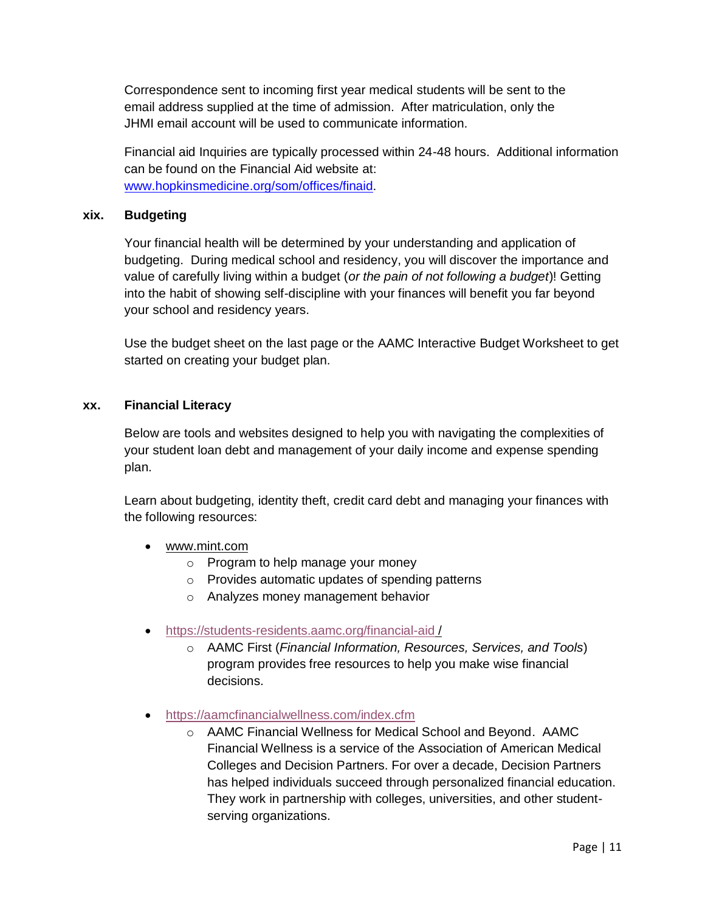Correspondence sent to incoming first year medical students will be sent to the email address supplied at the time of admission. After matriculation, only the JHMI email account will be used to communicate information.

Financial aid Inquiries are typically processed within 24-48 hours. Additional information can be found on the Financial Aid website at: [www.hopkinsmedicine.org/som/offices/finaid](www.hopkinsmedicine.org/som/offices/finaid).

### xix. Budgeting

Your financial health will be determined by your understanding and application of budgeting. During medical school and residency, you will discover the importance and value of carefully living within a budget (*or the pain of not following a budget*)! Getting into the habit of showing self-discipline with your finances will benefit you far beyond your school and residency years.

Use the budget sheet on the last page or the AAMC Interactive Budget Worksheet to get started on creating your budget plan.

### xx. Financial Literacy

Below are tools and websites designed to help you with navigating the complexities of your student loan debt and management of your daily income and expense spending plan.

Learn about budgeting, identity theft, credit card debt and managing your finances with the following resources:

- www.mint.com
  - Program to help manage your money
  - Provides automatic updates of spending patterns
  - Analyzes money management behavior
- https://students-residents.aamc.org/financial-aid /
  - AAMC First (*Financial Information, Resources, Services, and Tools*) program provides free resources to help you make wise financial decisions.
- https://aamcfinancialwellness.com/index.cfm
  - AAMC Financial Wellness for Medical School and Beyond. AAMC Financial Wellness is a service of the Association of American Medical Colleges and Decision Partners. For over a decade, Decision Partners has helped individuals succeed through personalized financial education. They work in partnership with colleges, universities, and other student-serving organizations.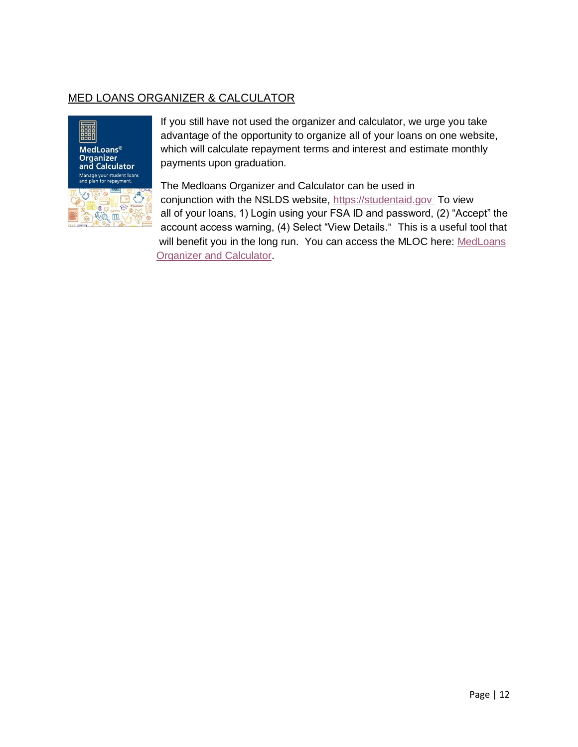## MED LOANS ORGANIZER & CALCULATOR

If you still have not used the organizer and calculator, we urge you take advantage of the opportunity to organize all of your loans on one website, which will calculate repayment terms and interest and estimate monthly payments upon graduation.

The Medloans Organizer and Calculator can be used in conjunction with the NSLDS website, https://studentaid.gov To view all of your loans, 1) Login using your FSA ID and password, (2) "Accept" the account access warning, (4) Select "View Details." This is a useful tool that will benefit you in the long run. You can access the MLOC here: MedLoans Organizer and Calculator.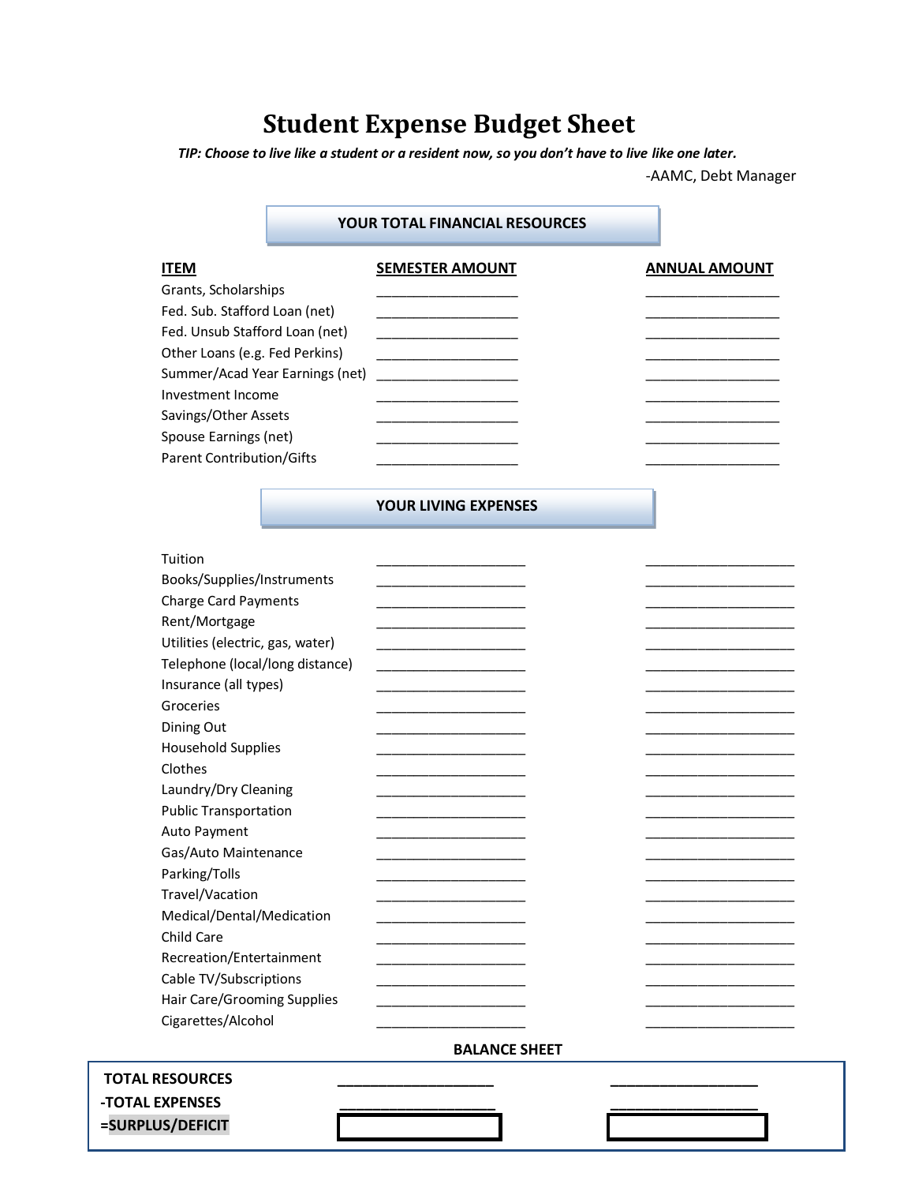# Student Expense Budget Sheet

***TIP: Choose to live like a student or a resident now, so you don't have to live like one later.***

-AAMC, Debt Manager

## YOUR TOTAL FINANCIAL RESOURCES

| ITEM | SEMESTER AMOUNT | ANNUAL AMOUNT |
|---|---|---|
| Grants, Scholarships | ___________________ | __________________ |
| Fed. Sub. Stafford Loan (net) | ___________________ | __________________ |
| Fed. Unsub Stafford Loan (net) | ___________________ | __________________ |
| Other Loans (e.g. Fed Perkins) | ___________________ | __________________ |
| Summer/Acad Year Earnings (net) | ___________________ | __________________ |
| Investment Income | ___________________ | __________________ |
| Savings/Other Assets | ___________________ | __________________ |
| Spouse Earnings (net) | ___________________ | __________________ |
| Parent Contribution/Gifts | ___________________ | __________________ |

## YOUR LIVING EXPENSES

| | | |
|---|---|---|
| Tuition | ____________________ | ____________________ |
| Books/Supplies/Instruments | ____________________ | ____________________ |
| Charge Card Payments | ____________________ | ____________________ |
| Rent/Mortgage | ____________________ | ____________________ |
| Utilities (electric, gas, water) | ____________________ | ____________________ |
| Telephone (local/long distance) | ____________________ | ____________________ |
| Insurance (all types) | ____________________ | ____________________ |
| Groceries | ____________________ | ____________________ |
| Dining Out | ____________________ | ____________________ |
| Household Supplies | ____________________ | ____________________ |
| Clothes | ____________________ | ____________________ |
| Laundry/Dry Cleaning | ____________________ | ____________________ |
| Public Transportation | ____________________ | ____________________ |
| Auto Payment | ____________________ | ____________________ |
| Gas/Auto Maintenance | ____________________ | ____________________ |
| Parking/Tolls | ____________________ | ____________________ |
| Travel/Vacation | ____________________ | ____________________ |
| Medical/Dental/Medication | ____________________ | ____________________ |
| Child Care | ____________________ | ____________________ |
| Recreation/Entertainment | ____________________ | ____________________ |
| Cable TV/Subscriptions | ____________________ | ____________________ |
| Hair Care/Grooming Supplies | ____________________ | ____________________ |
| Cigarettes/Alcohol | ____________________ | ____________________ |

## BALANCE SHEET

| | | |
|---|---|---|
| **TOTAL RESOURCES** | ____________________ | ___________________ |
| **-TOTAL EXPENSES** | ____________________ | ___________________ |
| **=SURPLUS/DEFICIT** | | |